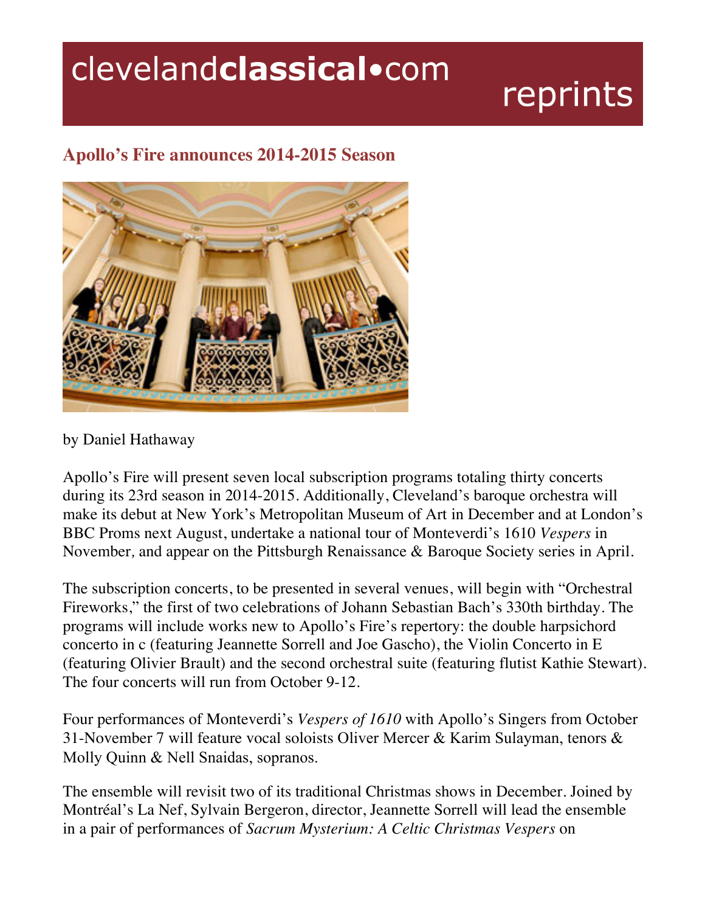# Apollo's Fire announces 2014-2015 Season

by Daniel Hathaway

Apollo's Fire will present seven local subscription programs totaling thirty concerts during its 23rd season in 2014-2015. Additionally, Cleveland's baroque orchestra will make its debut at New York's Metropolitan Museum of Art in December and at London's BBC Proms next August, undertake a national tour of Monteverdi's 1610 *Vespers* in November, and appear on the Pittsburgh Renaissance & Baroque Society series in April.

The subscription concerts, to be presented in several venues, will begin with "Orchestral Fireworks," the first of two celebrations of Johann Sebastian Bach's 330th birthday. The programs will include works new to Apollo's Fire's repertory: the double harpsichord concerto in c (featuring Jeannette Sorrell and Joe Gascho), the Violin Concerto in E (featuring Olivier Brault) and the second orchestral suite (featuring flutist Kathie Stewart). The four concerts will run from October 9-12.

Four performances of Monteverdi's *Vespers of 1610* with Apollo's Singers from October 31-November 7 will feature vocal soloists Oliver Mercer & Karim Sulayman, tenors & Molly Quinn & Nell Snaidas, sopranos.

The ensemble will revisit two of its traditional Christmas shows in December. Joined by Montréal's La Nef, Sylvain Bergeron, director, Jeannette Sorrell will lead the ensemble in a pair of performances of *Sacrum Mysterium: A Celtic Christmas Vespers* on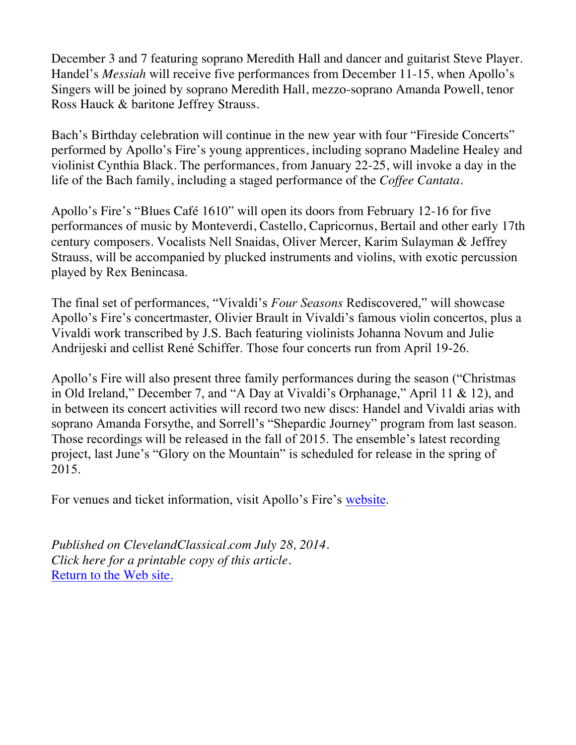December 3 and 7 featuring soprano Meredith Hall and dancer and guitarist Steve Player. Handel's *Messiah* will receive five performances from December 11-15, when Apollo's Singers will be joined by soprano Meredith Hall, mezzo-soprano Amanda Powell, tenor Ross Hauck & baritone Jeffrey Strauss.

Bach's Birthday celebration will continue in the new year with four "Fireside Concerts" performed by Apollo's Fire's young apprentices, including soprano Madeline Healey and violinist Cynthia Black. The performances, from January 22-25, will invoke a day in the life of the Bach family, including a staged performance of the *Coffee Cantata*.

Apollo's Fire's "Blues Café 1610" will open its doors from February 12-16 for five performances of music by Monteverdi, Castello, Capricornus, Bertail and other early 17th century composers. Vocalists Nell Snaidas, Oliver Mercer, Karim Sulayman & Jeffrey Strauss, will be accompanied by plucked instruments and violins, with exotic percussion played by Rex Benincasa.

The final set of performances, "Vivaldi's *Four Seasons* Rediscovered," will showcase Apollo's Fire's concertmaster, Olivier Brault in Vivaldi's famous violin concertos, plus a Vivaldi work transcribed by J.S. Bach featuring violinists Johanna Novum and Julie Andrijeski and cellist René Schiffer. Those four concerts run from April 19-26.

Apollo's Fire will also present three family performances during the season ("Christmas in Old Ireland," December 7, and "A Day at Vivaldi's Orphanage," April 11 & 12), and in between its concert activities will record two new discs: Handel and Vivaldi arias with soprano Amanda Forsythe, and Sorrell's "Shepardic Journey" program from last season. Those recordings will be released in the fall of 2015. The ensemble's latest recording project, last June's "Glory on the Mountain" is scheduled for release in the spring of 2015.

For venues and ticket information, visit Apollo's Fire's website.

*Published on ClevelandClassical.com July 28, 2014.*
*Click here for a printable copy of this article.*
Return to the Web site.